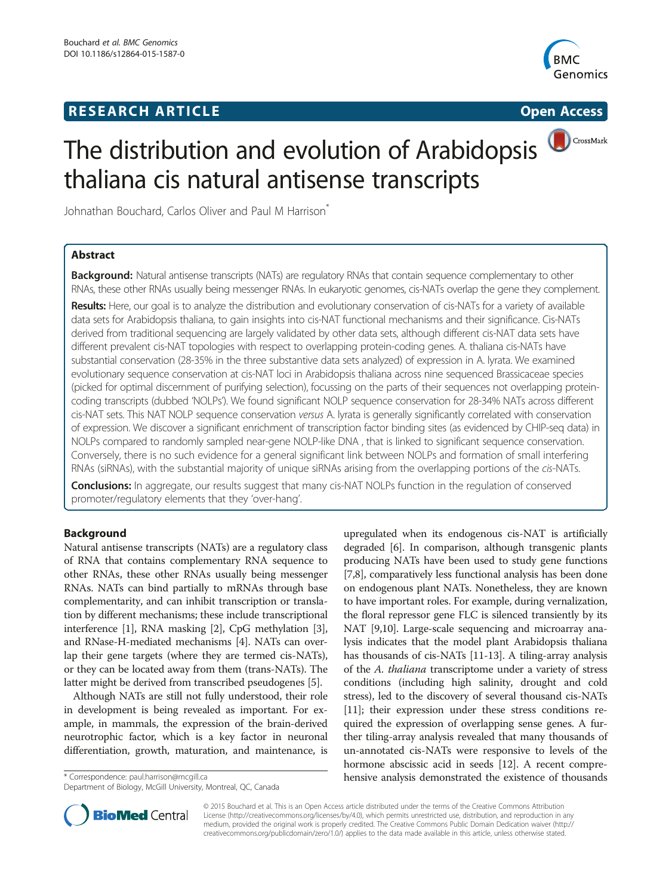**RESEARCH ARTICLE** **Open Access**

# The distribution and evolution of Arabidopsis thaliana cis natural antisense transcripts

Johnathan Bouchard, Carlos Oliver and Paul M Harrison*

## Abstract

**Background:** Natural antisense transcripts (NATs) are regulatory RNAs that contain sequence complementary to other RNAs, these other RNAs usually being messenger RNAs. In eukaryotic genomes, cis-NATs overlap the gene they complement.

**Results:** Here, our goal is to analyze the distribution and evolutionary conservation of cis-NATs for a variety of available data sets for Arabidopsis thaliana, to gain insights into cis-NAT functional mechanisms and their significance. Cis-NATs derived from traditional sequencing are largely validated by other data sets, although different cis-NAT data sets have different prevalent cis-NAT topologies with respect to overlapping protein-coding genes. A. thaliana cis-NATs have substantial conservation (28-35% in the three substantive data sets analyzed) of expression in A. lyrata. We examined evolutionary sequence conservation at cis-NAT loci in Arabidopsis thaliana across nine sequenced Brassicaceae species (picked for optimal discernment of purifying selection), focussing on the parts of their sequences not overlapping protein-coding transcripts (dubbed 'NOLPs'). We found significant NOLP sequence conservation for 28-34% NATs across different cis-NAT sets. This NAT NOLP sequence conservation *versus* A. lyrata is generally significantly correlated with conservation of expression. We discover a significant enrichment of transcription factor binding sites (as evidenced by CHIP-seq data) in NOLPs compared to randomly sampled near-gene NOLP-like DNA , that is linked to significant sequence conservation. Conversely, there is no such evidence for a general significant link between NOLPs and formation of small interfering RNAs (siRNAs), with the substantial majority of unique siRNAs arising from the overlapping portions of the *cis*-NATs.

**Conclusions:** In aggregate, our results suggest that many cis-NAT NOLPs function in the regulation of conserved promoter/regulatory elements that they 'over-hang'.

## Background

Natural antisense transcripts (NATs) are a regulatory class of RNA that contains complementary RNA sequence to other RNAs, these other RNAs usually being messenger RNAs. NATs can bind partially to mRNAs through base complementarity, and can inhibit transcription or translation by different mechanisms; these include transcriptional interference [1], RNA masking [2], CpG methylation [3], and RNase-H-mediated mechanisms [4]. NATs can overlap their gene targets (where they are termed cis-NATs), or they can be located away from them (trans-NATs). The latter might be derived from transcribed pseudogenes [5].

Although NATs are still not fully understood, their role in development is being revealed as important. For example, in mammals, the expression of the brain-derived neurotrophic factor, which is a key factor in neuronal differentiation, growth, maturation, and maintenance, is upregulated when its endogenous cis-NAT is artificially degraded [6]. In comparison, although transgenic plants producing NATs have been used to study gene functions [7,8], comparatively less functional analysis has been done on endogenous plant NATs. Nonetheless, they are known to have important roles. For example, during vernalization, the floral repressor gene FLC is silenced transiently by its NAT [9,10]. Large-scale sequencing and microarray analysis indicates that the model plant Arabidopsis thaliana has thousands of cis-NATs [11-13]. A tiling-array analysis of the *A. thaliana* transcriptome under a variety of stress conditions (including high salinity, drought and cold stress), led to the discovery of several thousand cis-NATs [11]; their expression under these stress conditions required the expression of overlapping sense genes. A further tiling-array analysis revealed that many thousands of un-annotated cis-NATs were responsive to levels of the hormone abscissic acid in seeds [12]. A recent comprehensive analysis demonstrated the existence of thousands

\* Correspondence: paul.harrison@mcgill.ca
Department of Biology, McGill University, Montreal, QC, Canada

© 2015 Bouchard et al. This is an Open Access article distributed under the terms of the Creative Commons Attribution License (http://creativecommons.org/licenses/by/4.0), which permits unrestricted use, distribution, and reproduction in any medium, provided the original work is properly credited. The Creative Commons Public Domain Dedication waiver (http://creativecommons.org/publicdomain/zero/1.0/) applies to the data made available in this article, unless otherwise stated.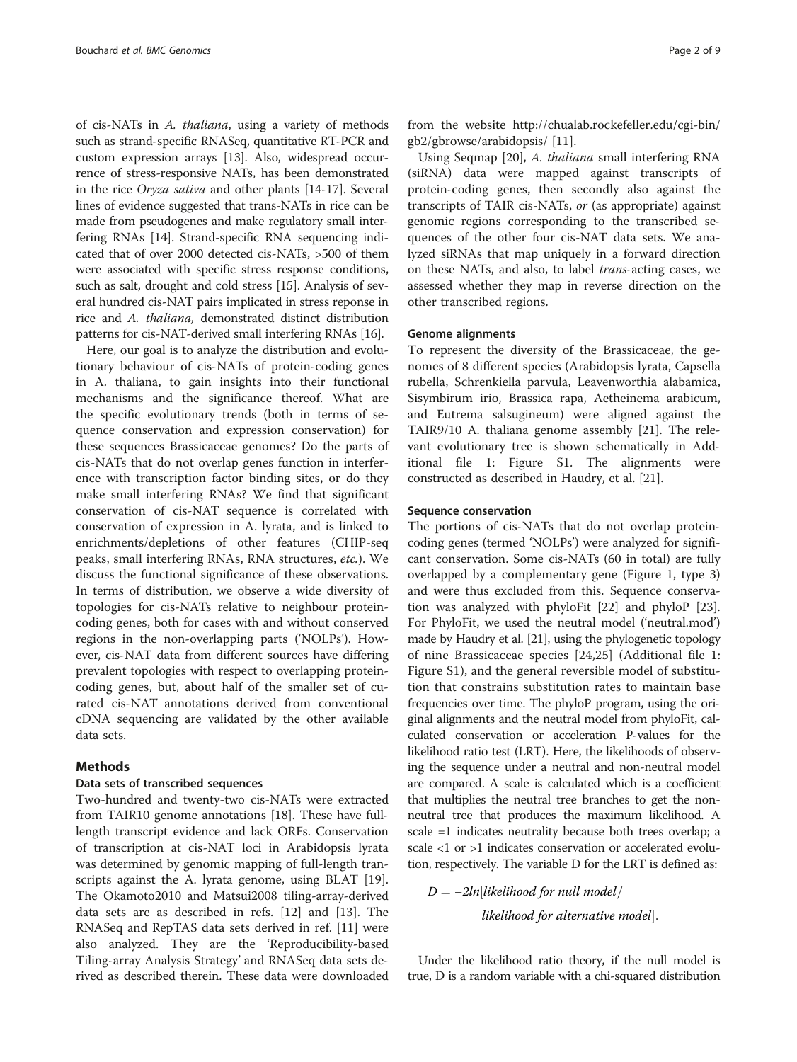of cis-NATs in *A. thaliana*, using a variety of methods such as strand-specific RNASeq, quantitative RT-PCR and custom expression arrays [13]. Also, widespread occurrence of stress-responsive NATs, has been demonstrated in the rice *Oryza sativa* and other plants [14-17]. Several lines of evidence suggested that trans-NATs in rice can be made from pseudogenes and make regulatory small interfering RNAs [14]. Strand-specific RNA sequencing indicated that of over 2000 detected cis-NATs, >500 of them were associated with specific stress response conditions, such as salt, drought and cold stress [15]. Analysis of several hundred cis-NAT pairs implicated in stress reponse in rice and *A. thaliana*, demonstrated distinct distribution patterns for cis-NAT-derived small interfering RNAs [16].

Here, our goal is to analyze the distribution and evolutionary behaviour of cis-NATs of protein-coding genes in A. thaliana, to gain insights into their functional mechanisms and the significance thereof. What are the specific evolutionary trends (both in terms of sequence conservation and expression conservation) for these sequences Brassicaceae genomes? Do the parts of cis-NATs that do not overlap genes function in interference with transcription factor binding sites, or do they make small interfering RNAs? We find that significant conservation of cis-NAT sequence is correlated with conservation of expression in A. lyrata, and is linked to enrichments/depletions of other features (CHIP-seq peaks, small interfering RNAs, RNA structures, *etc*.). We discuss the functional significance of these observations. In terms of distribution, we observe a wide diversity of topologies for cis-NATs relative to neighbour protein-coding genes, both for cases with and without conserved regions in the non-overlapping parts ('NOLPs'). However, cis-NAT data from different sources have differing prevalent topologies with respect to overlapping protein-coding genes, but, about half of the smaller set of curated cis-NAT annotations derived from conventional cDNA sequencing are validated by the other available data sets.

## Methods

### Data sets of transcribed sequences

Two-hundred and twenty-two cis-NATs were extracted from TAIR10 genome annotations [18]. These have full-length transcript evidence and lack ORFs. Conservation of transcription at cis-NAT loci in Arabidopsis lyrata was determined by genomic mapping of full-length transcripts against the A. lyrata genome, using BLAT [19]. The Okamoto2010 and Matsui2008 tiling-array-derived data sets are as described in refs. [12] and [13]. The RNASeq and RepTAS data sets derived in ref. [11] were also analyzed. They are the 'Reproducibility-based Tiling-array Analysis Strategy' and RNASeq data sets derived as described therein. These data were downloaded from the website http://chualab.rockefeller.edu/cgi-bin/gb2/gbrowse/arabidopsis/ [11].

Using Seqmap [20], *A. thaliana* small interfering RNA (siRNA) data were mapped against transcripts of protein-coding genes, then secondly also against the transcripts of TAIR cis-NATs, *or* (as appropriate) against genomic regions corresponding to the transcribed sequences of the other four cis-NAT data sets. We analyzed siRNAs that map uniquely in a forward direction on these NATs, and also, to label *trans*-acting cases, we assessed whether they map in reverse direction on the other transcribed regions.

### Genome alignments

To represent the diversity of the Brassicaceae, the genomes of 8 different species (Arabidopsis lyrata, Capsella rubella, Schrenkiella parvula, Leavenworthia alabamica, Sisymbirum irio, Brassica rapa, Aetheinema arabicum, and Eutrema salsugineum) were aligned against the TAIR9/10 A. thaliana genome assembly [21]. The relevant evolutionary tree is shown schematically in Additional file 1: Figure S1. The alignments were constructed as described in Haudry, et al. [21].

### Sequence conservation

The portions of cis-NATs that do not overlap protein-coding genes (termed 'NOLPs') were analyzed for significant conservation. Some cis-NATs (60 in total) are fully overlapped by a complementary gene (Figure 1, type 3) and were thus excluded from this. Sequence conservation was analyzed with phyloFit [22] and phyloP [23]. For PhyloFit, we used the neutral model ('neutral.mod') made by Haudry et al. [21], using the phylogenetic topology of nine Brassicaceae species [24,25] (Additional file 1: Figure S1), and the general reversible model of substitution that constrains substitution rates to maintain base frequencies over time. The phyloP program, using the original alignments and the neutral model from phyloFit, calculated conservation or acceleration P-values for the likelihood ratio test (LRT). Here, the likelihoods of observing the sequence under a neutral and non-neutral model are compared. A scale is calculated which is a coefficient that multiplies the neutral tree branches to get the non-neutral tree that produces the maximum likelihood. A scale =1 indicates neutrality because both trees overlap; a scale <1 or >1 indicates conservation or accelerated evolution, respectively. The variable D for the LRT is defined as:

$$D = -2ln[\textit{likelihood for null model}/\textit{likelihood for alternative model}].$$

Under the likelihood ratio theory, if the null model is true, D is a random variable with a chi-squared distribution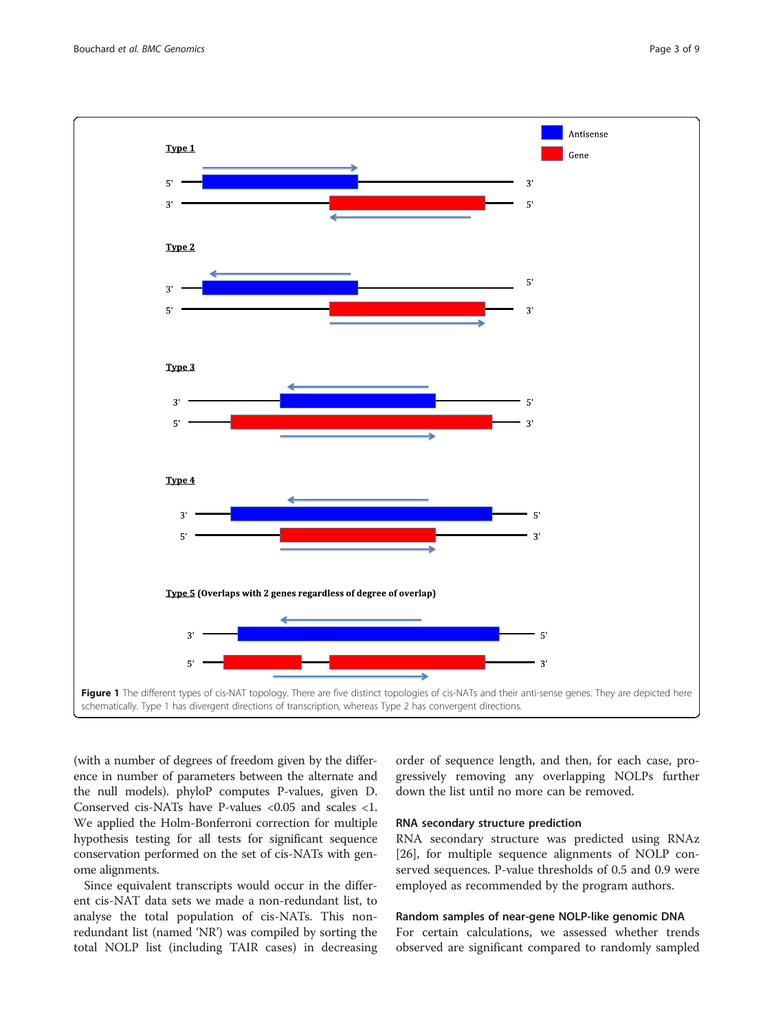**Figure 1** The different types of cis-NAT topology. There are five distinct topologies of cis-NATs and their anti-sense genes. They are depicted here schematically. Type 1 has divergent directions of transcription, whereas Type 2 has convergent directions.

(with a number of degrees of freedom given by the difference in number of parameters between the alternate and the null models). phyloP computes P-values, given D. Conserved cis-NATs have P-values <0.05 and scales <1. We applied the Holm-Bonferroni correction for multiple hypothesis testing for all tests for significant sequence conservation performed on the set of cis-NATs with genome alignments.

Since equivalent transcripts would occur in the different cis-NAT data sets we made a non-redundant list, to analyse the total population of cis-NATs. This non-redundant list (named 'NR') was compiled by sorting the total NOLP list (including TAIR cases) in decreasing order of sequence length, and then, for each case, progressively removing any overlapping NOLPs further down the list until no more can be removed.

### RNA secondary structure prediction

RNA secondary structure was predicted using RNAz [26], for multiple sequence alignments of NOLP conserved sequences. P-value thresholds of 0.5 and 0.9 were employed as recommended by the program authors.

### Random samples of near-gene NOLP-like genomic DNA

For certain calculations, we assessed whether trends observed are significant compared to randomly sampled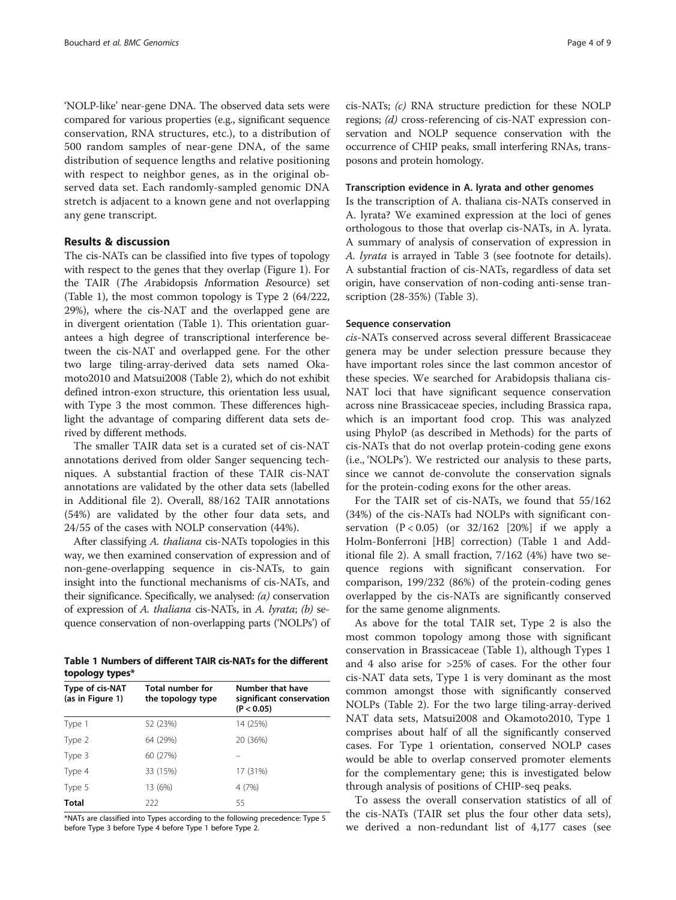'NOLP-like' near-gene DNA. The observed data sets were compared for various properties (e.g., significant sequence conservation, RNA structures, etc.), to a distribution of 500 random samples of near-gene DNA, of the same distribution of sequence lengths and relative positioning with respect to neighbor genes, as in the original observed data set. Each randomly-sampled genomic DNA stretch is adjacent to a known gene and not overlapping any gene transcript.

## Results & discussion

The cis-NATs can be classified into five types of topology with respect to the genes that they overlap (Figure 1). For the TAIR (*T*he *A*rabidopsis *I*nformation *R*esource) set (Table 1), the most common topology is Type 2 (64/222, 29%), where the cis-NAT and the overlapped gene are in divergent orientation (Table 1). This orientation guarantees a high degree of transcriptional interference between the cis-NAT and overlapped gene. For the other two large tiling-array-derived data sets named Okamoto2010 and Matsui2008 (Table 2), which do not exhibit defined intron-exon structure, this orientation less usual, with Type 3 the most common. These differences highlight the advantage of comparing different data sets derived by different methods.

The smaller TAIR data set is a curated set of cis-NAT annotations derived from older Sanger sequencing techniques. A substantial fraction of these TAIR cis-NAT annotations are validated by the other data sets (labelled in Additional file 2). Overall, 88/162 TAIR annotations (54%) are validated by the other four data sets, and 24/55 of the cases with NOLP conservation (44%).

After classifying *A. thaliana* cis-NATs topologies in this way, we then examined conservation of expression and of non-gene-overlapping sequence in cis-NATs, to gain insight into the functional mechanisms of cis-NATs, and their significance. Specifically, we analysed: *(a)* conservation of expression of *A. thaliana* cis-NATs, in *A. lyrata*; *(b)* sequence conservation of non-overlapping parts ('NOLPs') of cis-NATs; *(c)* RNA structure prediction for these NOLP regions; *(d)* cross-referencing of cis-NAT expression conservation and NOLP sequence conservation with the occurrence of CHIP peaks, small interfering RNAs, transposons and protein homology.

**Table 1 Numbers of different TAIR cis-NATs for the different topology types***

| Type of cis-NAT (as in Figure 1) | Total number for the topology type | Number that have significant conservation ($P < 0.05$) |
|---|---|---|
| Type 1 | 52 (23%) | 14 (25%) |
| Type 2 | 64 (29%) | 20 (36%) |
| Type 3 | 60 (27%) | – |
| Type 4 | 33 (15%) | 17 (31%) |
| Type 5 | 13 (6%) | 4 (7%) |
| **Total** | 222 | 55 |

*NATs are classified into Types according to the following precedence: Type 5 before Type 3 before Type 4 before Type 1 before Type 2.

### Transcription evidence in A. lyrata and other genomes

Is the transcription of A. thaliana cis-NATs conserved in A. lyrata? We examined expression at the loci of genes orthologous to those that overlap cis-NATs, in A. lyrata. A summary of analysis of conservation of expression in *A. lyrata* is arrayed in Table 3 (see footnote for details). A substantial fraction of cis-NATs, regardless of data set origin, have conservation of non-coding anti-sense transcription (28-35%) (Table 3).

### Sequence conservation

*cis*-NATs conserved across several different Brassicaceae genera may be under selection pressure because they have important roles since the last common ancestor of these species. We searched for Arabidopsis thaliana cis-NAT loci that have significant sequence conservation across nine Brassicaceae species, including Brassica rapa, which is an important food crop. This was analyzed using PhyloP (as described in Methods) for the parts of cis-NATs that do not overlap protein-coding gene exons (i.e., 'NOLPs'). We restricted our analysis to these parts, since we cannot de-convolute the conservation signals for the protein-coding exons for the other areas.

For the TAIR set of cis-NATs, we found that 55/162 (34%) of the cis-NATs had NOLPs with significant conservation ($P < 0.05$) (or 32/162 [20%] if we apply a Holm-Bonferroni [HB] correction) (Table 1 and Additional file 2). A small fraction, 7/162 (4%) have two sequence regions with significant conservation. For comparison, 199/232 (86%) of the protein-coding genes overlapped by the cis-NATs are significantly conserved for the same genome alignments.

As above for the total TAIR set, Type 2 is also the most common topology among those with significant conservation in Brassicaceae (Table 1), although Types 1 and 4 also arise for >25% of cases. For the other four cis-NAT data sets, Type 1 is very dominant as the most common amongst those with significantly conserved NOLPs (Table 2). For the two large tiling-array-derived NAT data sets, Matsui2008 and Okamoto2010, Type 1 comprises about half of all the significantly conserved cases. For Type 1 orientation, conserved NOLP cases would be able to overlap conserved promoter elements for the complementary gene; this is investigated below through analysis of positions of CHIP-seq peaks.

To assess the overall conservation statistics of all of the cis-NATs (TAIR set plus the four other data sets), we derived a non-redundant list of 4,177 cases (see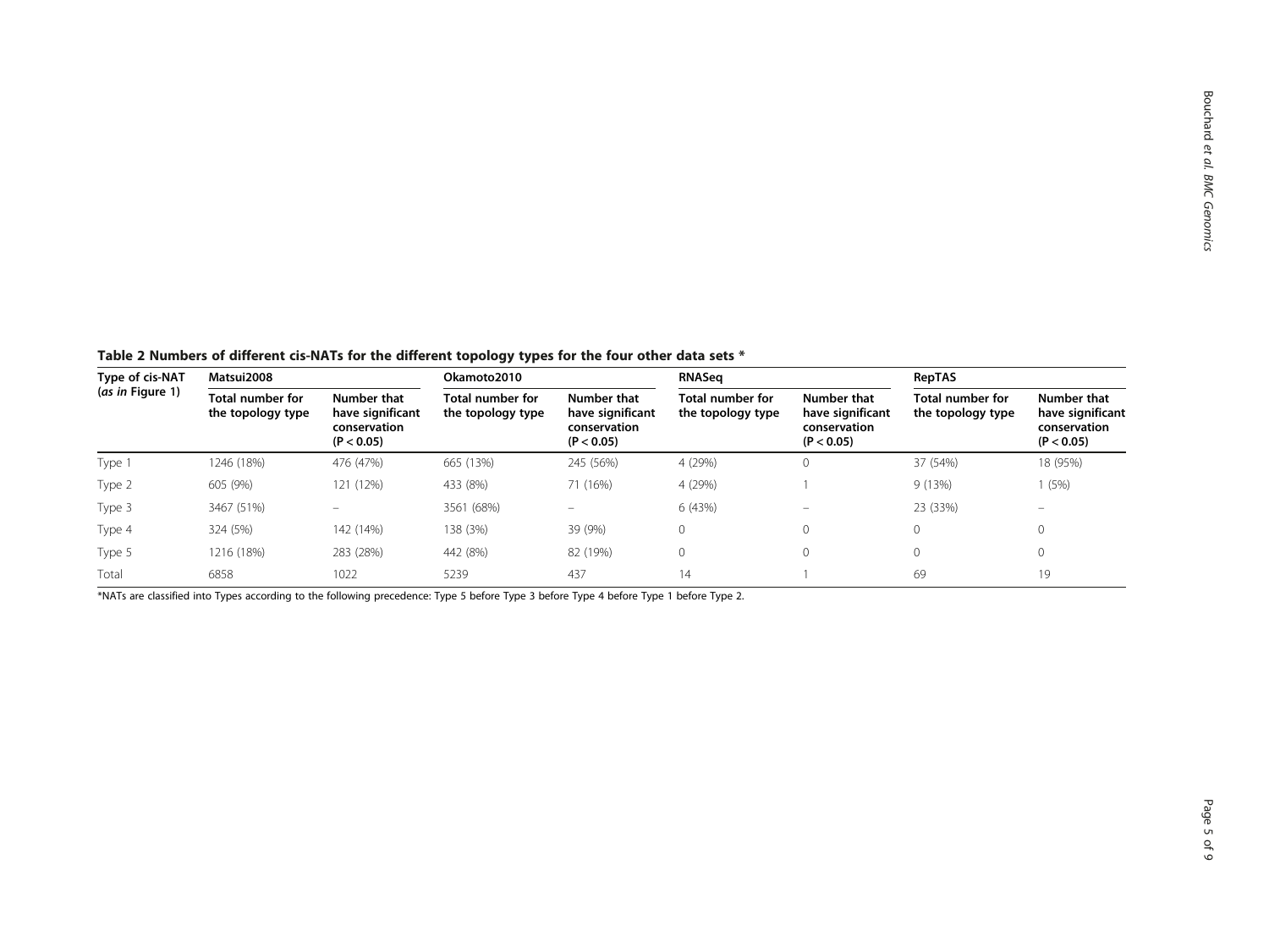**Table 2 Numbers of different cis-NATs for the different topology types for the four other data sets \***

| Type of cis-NAT (*as in* Figure 1) | Matsui2008 | | Okamoto2010 | | RNASeq | | RepTAS | |
|---|---|---|---|---|---|---|---|---|
| | Total number for the topology type | Number that have significant conservation ($P < 0.05$) | Total number for the topology type | Number that have significant conservation ($P < 0.05$) | Total number for the topology type | Number that have significant conservation ($P < 0.05$) | Total number for the topology type | Number that have significant conservation ($P < 0.05$) |
| Type 1 | 1246 (18%) | 476 (47%) | 665 (13%) | 245 (56%) | 4 (29%) | 0 | 37 (54%) | 18 (95%) |
| Type 2 | 605 (9%) | 121 (12%) | 433 (8%) | 71 (16%) | 4 (29%) | 1 | 9 (13%) | 1 (5%) |
| Type 3 | 3467 (51%) | – | 3561 (68%) | – | 6 (43%) | – | 23 (33%) | – |
| Type 4 | 324 (5%) | 142 (14%) | 138 (3%) | 39 (9%) | 0 | 0 | 0 | 0 |
| Type 5 | 1216 (18%) | 283 (28%) | 442 (8%) | 82 (19%) | 0 | 0 | 0 | 0 |
| Total | 6858 | 1022 | 5239 | 437 | 14 | 1 | 69 | 19 |

\*NATs are classified into Types according to the following precedence: Type 5 before Type 3 before Type 4 before Type 1 before Type 2.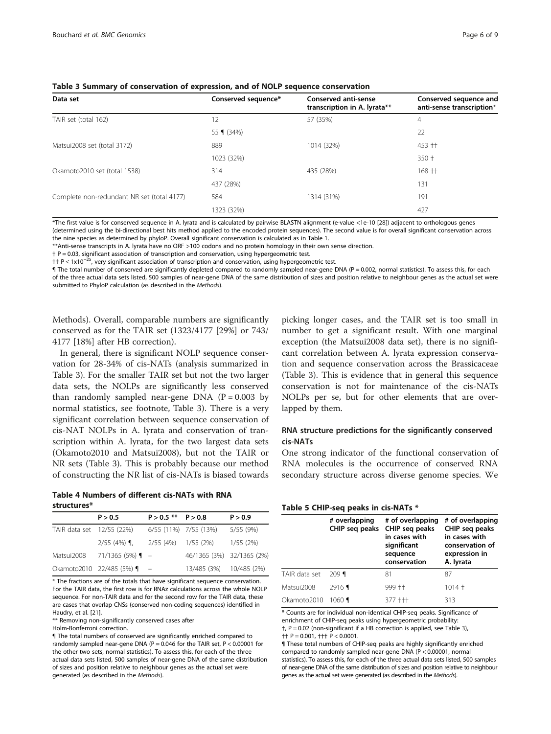**Table 3 Summary of conservation of expression, and of NOLP sequence conservation**

| Data set | Conserved sequence* | Conserved anti-sense transcription in A. lyrata** | Conserved sequence and anti-sense transcription* |
|---|---|---|---|
| TAIR set (total 162) | 12 | 57 (35%) | 4 |
| | 55 ¶ (34%) | | 22 |
| Matsui2008 set (total 3172) | 889 | 1014 (32%) | 453 †† |
| | 1023 (32%) | | 350 † |
| Okamoto2010 set (total 1538) | 314 | 435 (28%) | 168 †† |
| | 437 (28%) | | 131 |
| Complete non-redundant NR set (total 4177) | 584 | 1314 (31%) | 191 |
| | 1323 (32%) | | 427 |

*The first value is for conserved sequence in A. lyrata and is calculated by pairwise BLASTN alignment (e-value <1e-10 [28]) adjacent to orthologous genes (determined using the bi-directional best hits method applied to the encoded protein sequences). The second value is for overall significant conservation across the nine species as determined by phyloP. Overall significant conservation is calculated as in Table 1.

**Anti-sense transcripts in A. lyrata have no ORF >100 codons and no protein homology in their own sense direction.

† P = 0.03, significant association of transcription and conservation, using hypergeometric test.

†† $P \leq 1 \times 10^{-25}$, very significant association of transcription and conservation, using hypergeometric test.

¶ The total number of conserved are significantly depleted compared to randomly sampled near-gene DNA (P = 0.002, normal statistics). To assess this, for each of the three actual data sets listed, 500 samples of near-gene DNA of the same distribution of sizes and position relative to neighbour genes as the actual set were submitted to PhyloP calculation (as described in the *Methods*).

Methods). Overall, comparable numbers are significantly conserved as for the TAIR set (1323/4177 [29%] or 743/4177 [18%] after HB correction).

In general, there is significant NOLP sequence conservation for 28-34% of cis-NATs (analysis summarized in Table 3). For the smaller TAIR set but not the two larger data sets, the NOLPs are significantly less conserved than randomly sampled near-gene DNA (P = 0.003 by normal statistics, see footnote, Table 3). There is a very significant correlation between sequence conservation of cis-NAT NOLPs in A. lyrata and conservation of transcription within A. lyrata, for the two largest data sets (Okamoto2010 and Matsui2008), but not the TAIR or NR sets (Table 3). This is probably because our method of constructing the NR list of cis-NATs is biased towards picking longer cases, and the TAIR set is too small in number to get a significant result. With one marginal exception (the Matsui2008 data set), there is no significant correlation between A. lyrata expression conservation and sequence conservation across the Brassicaceae (Table 3). This is evidence that in general this sequence conservation is not for maintenance of the cis-NATs NOLPs per se, but for other elements that are overlapped by them.

**Table 4 Numbers of different cis-NATs with RNA structures***

| | P > 0.5 | P > 0.5 ** | P > 0.8 | P > 0.9 |
|---|---|---|---|---|
| TAIR data set | 12/55 (22%) | 6/55 (11%) | 7/55 (13%) | 5/55 (9%) |
| | 2/55 (4%) ¶, | 2/55 (4%) | 1/55 (2%) | 1/55 (2%) |
| Matsui2008 | 71/1365 (5%) ¶ | – | 46/1365 (3%) | 32/1365 (2%) |
| Okamoto2010 | 22/485 (5%) ¶ | – | 13/485 (3%) | 10/485 (2%) |

* The fractions are of the totals that have significant sequence conservation. For the TAIR data, the first row is for RNAz calculations across the whole NOLP sequence. For non-TAIR data and for the second row for the TAIR data, these are cases that overlap CNSs (conserved non-coding sequences) identified in Haudry, et al. [21].

** Removing non-significantly conserved cases after Holm-Bonferroni correction.

¶ The total numbers of conserved are significantly enriched compared to randomly sampled near-gene DNA (P = 0.046 for the TAIR set, P < 0.00001 for the other two sets, normal statistics). To assess this, for each of the three actual data sets listed, 500 samples of near-gene DNA of the same distribution of sizes and position relative to neighbour genes as the actual set were generated (as described in the *Methods*).

## RNA structure predictions for the significantly conserved cis-NATs

One strong indicator of the functional conservation of RNA molecules is the occurrence of conserved RNA secondary structure across diverse genome species. We

**Table 5 CHIP-seq peaks in cis-NATs ***

| | # overlapping CHIP seq peaks | # of overlapping CHIP seq peaks in cases with significant sequence conservation | # of overlapping CHIP seq peaks in cases with conservation of expression in A. lyrata |
|---|---|---|---|
| TAIR data set | 209 ¶ | 81 | 87 |
| Matsui2008 | 2916 ¶ | 999 †† | 1014 † |
| Okamoto2010 | 1060 ¶ | 377 ††† | 313 |

* Counts are for individual non-identical CHIP-seq peaks. Significance of enrichment of CHIP-seq peaks using hypergeometric probability:
†, P = 0.02 (non-significant if a HB correction is applied, see Table 3),
†† P = 0.001, ††† P < 0.0001.

¶ These total numbers of CHIP-seq peaks are highly significantly enriched compared to randomly sampled near-gene DNA (P < 0.00001, normal statistics). To assess this, for each of the three actual data sets listed, 500 samples of near-gene DNA of the same distribution of sizes and position relative to neighbour genes as the actual set were generated (as described in the *Methods*).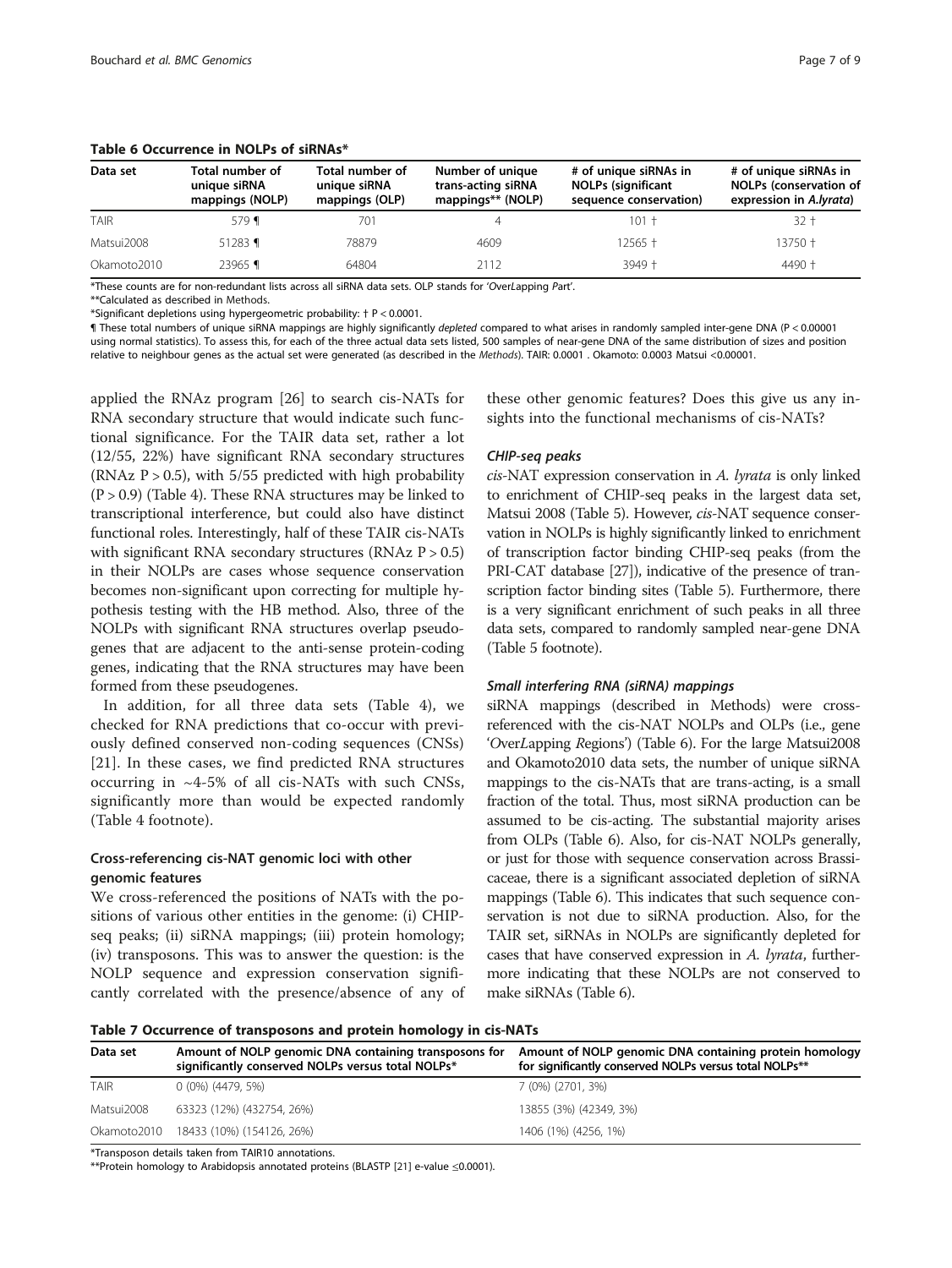**Table 6 Occurrence in NOLPs of siRNAs***

| Data set | Total number of unique siRNA mappings (NOLP) | Total number of unique siRNA mappings (OLP) | Number of unique trans-acting siRNA mappings** (NOLP) | # of unique siRNAs in NOLPs (significant sequence conservation) | # of unique siRNAs in NOLPs (conservation of expression in *A.lyrata*) |
|---|---|---|---|---|---|
| TAIR | 579 ¶ | 701 | 4 | 101 † | 32 † |
| Matsui2008 | 51283 ¶ | 78879 | 4609 | 12565 † | 13750 † |
| Okamoto2010 | 23965 ¶ | 64804 | 2112 | 3949 † | 4490 † |

*These counts are for non-redundant lists across all siRNA data sets. OLP stands for 'OverLapping Part'.
**Calculated as described in Methods.
*Significant depletions using hypergeometric probability: † $P < 0.0001$.
¶ These total numbers of unique siRNA mappings are highly significantly *depleted* compared to what arises in randomly sampled inter-gene DNA ($P < 0.00001$ using normal statistics). To assess this, for each of the three actual data sets listed, 500 samples of near-gene DNA of the same distribution of sizes and position relative to neighbour genes as the actual set were generated (as described in the *Methods*). TAIR: 0.0001 . Okamoto: 0.0003 Matsui <0.00001.

applied the RNAz program [26] to search cis-NATs for RNA secondary structure that would indicate such functional significance. For the TAIR data set, rather a lot (12/55, 22%) have significant RNA secondary structures (RNAz $P > 0.5$), with 5/55 predicted with high probability ($P > 0.9$) (Table 4). These RNA structures may be linked to transcriptional interference, but could also have distinct functional roles. Interestingly, half of these TAIR cis-NATs with significant RNA secondary structures (RNAz $P > 0.5$) in their NOLPs are cases whose sequence conservation becomes non-significant upon correcting for multiple hypothesis testing with the HB method. Also, three of the NOLPs with significant RNA structures overlap pseudogenes that are adjacent to the anti-sense protein-coding genes, indicating that the RNA structures may have been formed from these pseudogenes.

In addition, for all three data sets (Table 4), we checked for RNA predictions that co-occur with previously defined conserved non-coding sequences (CNSs) [21]. In these cases, we find predicted RNA structures occurring in ~4-5% of all cis-NATs with such CNSs, significantly more than would be expected randomly (Table 4 footnote).

## Cross-referencing cis-NAT genomic loci with other genomic features

We cross-referenced the positions of NATs with the positions of various other entities in the genome: (i) CHIP-seq peaks; (ii) siRNA mappings; (iii) protein homology; (iv) transposons. This was to answer the question: is the NOLP sequence and expression conservation significantly correlated with the presence/absence of any of these other genomic features? Does this give us any insights into the functional mechanisms of cis-NATs?

### CHIP-seq peaks

*cis*-NAT expression conservation in *A. lyrata* is only linked to enrichment of CHIP-seq peaks in the largest data set, Matsui 2008 (Table 5). However, *cis*-NAT sequence conservation in NOLPs is highly significantly linked to enrichment of transcription factor binding CHIP-seq peaks (from the PRI-CAT database [27]), indicative of the presence of transcription factor binding sites (Table 5). Furthermore, there is a very significant enrichment of such peaks in all three data sets, compared to randomly sampled near-gene DNA (Table 5 footnote).

### Small interfering RNA (siRNA) mappings

siRNA mappings (described in Methods) were cross-referenced with the cis-NAT NOLPs and OLPs (i.e., gene 'OverLapping Regions') (Table 6). For the large Matsui2008 and Okamoto2010 data sets, the number of unique siRNA mappings to the cis-NATs that are trans-acting, is a small fraction of the total. Thus, most siRNA production can be assumed to be cis-acting. The substantial majority arises from OLPs (Table 6). Also, for cis-NAT NOLPs generally, or just for those with sequence conservation across Brassicaceae, there is a significant associated depletion of siRNA mappings (Table 6). This indicates that such sequence conservation is not due to siRNA production. Also, for the TAIR set, siRNAs in NOLPs are significantly depleted for cases that have conserved expression in *A. lyrata*, furthermore indicating that these NOLPs are not conserved to make siRNAs (Table 6).

**Table 7 Occurrence of transposons and protein homology in cis-NATs**

| Data set | Amount of NOLP genomic DNA containing transposons for significantly conserved NOLPs versus total NOLPs* | Amount of NOLP genomic DNA containing protein homology for significantly conserved NOLPs versus total NOLPs** |
|---|---|---|
| TAIR | 0 (0%) (4479, 5%) | 7 (0%) (2701, 3%) |
| Matsui2008 | 63323 (12%) (432754, 26%) | 13855 (3%) (42349, 3%) |
| Okamoto2010 | 18433 (10%) (154126, 26%) | 1406 (1%) (4256, 1%) |

*Transposon details taken from TAIR10 annotations.
**Protein homology to Arabidopsis annotated proteins (BLASTP [21] e-value ≤0.0001).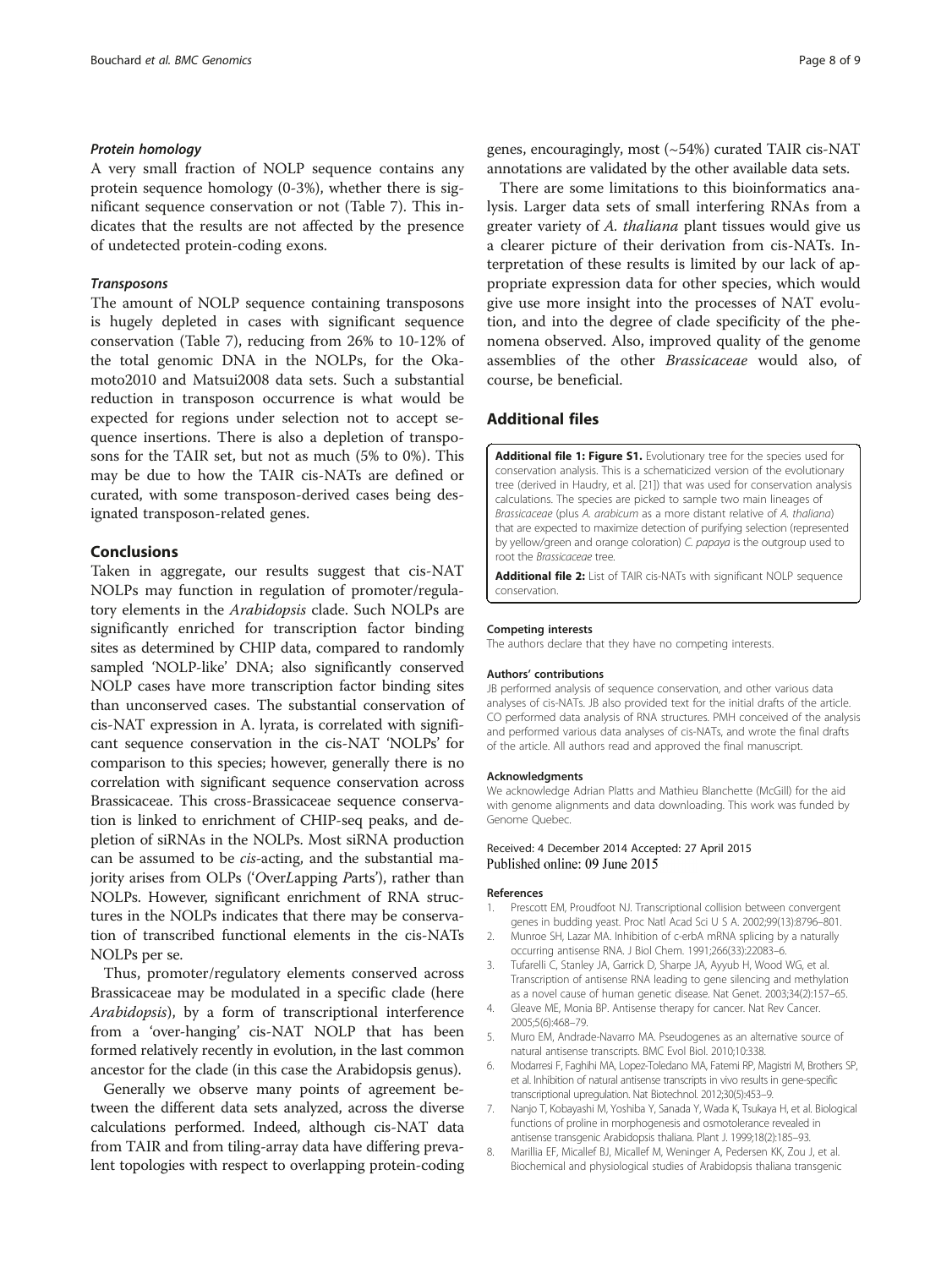#### *Protein homology*

A very small fraction of NOLP sequence contains any protein sequence homology (0-3%), whether there is significant sequence conservation or not (Table 7). This indicates that the results are not affected by the presence of undetected protein-coding exons.

#### *Transposons*

The amount of NOLP sequence containing transposons is hugely depleted in cases with significant sequence conservation (Table 7), reducing from 26% to 10-12% of the total genomic DNA in the NOLPs, for the Okamoto2010 and Matsui2008 data sets. Such a substantial reduction in transposon occurrence is what would be expected for regions under selection not to accept sequence insertions. There is also a depletion of transposons for the TAIR set, but not as much (5% to 0%). This may be due to how the TAIR cis-NATs are defined or curated, with some transposon-derived cases being designated transposon-related genes.

## Conclusions

Taken in aggregate, our results suggest that cis-NAT NOLPs may function in regulation of promoter/regulatory elements in the *Arabidopsis* clade. Such NOLPs are significantly enriched for transcription factor binding sites as determined by CHIP data, compared to randomly sampled 'NOLP-like' DNA; also significantly conserved NOLP cases have more transcription factor binding sites than unconserved cases. The substantial conservation of cis-NAT expression in A. lyrata, is correlated with significant sequence conservation in the cis-NAT 'NOLPs' for comparison to this species; however, generally there is no correlation with significant sequence conservation across Brassicaceae. This cross-Brassicaceae sequence conservation is linked to enrichment of CHIP-seq peaks, and depletion of siRNAs in the NOLPs. Most siRNA production can be assumed to be *cis*-acting, and the substantial majority arises from OLPs ('Over*L*apping *P*arts'), rather than NOLPs. However, significant enrichment of RNA structures in the NOLPs indicates that there may be conservation of transcribed functional elements in the cis-NATs NOLPs per se.

Thus, promoter/regulatory elements conserved across Brassicaceae may be modulated in a specific clade (here *Arabidopsis*), by a form of transcriptional interference from a 'over-hanging' cis-NAT NOLP that has been formed relatively recently in evolution, in the last common ancestor for the clade (in this case the Arabidopsis genus).

Generally we observe many points of agreement between the different data sets analyzed, across the diverse calculations performed. Indeed, although cis-NAT data from TAIR and from tiling-array data have differing prevalent topologies with respect to overlapping protein-coding genes, encouragingly, most (~54%) curated TAIR cis-NAT annotations are validated by the other available data sets.

There are some limitations to this bioinformatics analysis. Larger data sets of small interfering RNAs from a greater variety of *A. thaliana* plant tissues would give us a clearer picture of their derivation from cis-NATs. Interpretation of these results is limited by our lack of appropriate expression data for other species, which would give use more insight into the processes of NAT evolution, and into the degree of clade specificity of the phenomena observed. Also, improved quality of the genome assemblies of the other *Brassicaceae* would also, of course, be beneficial.

## Additional files

**Additional file 1: Figure S1.** Evolutionary tree for the species used for conservation analysis. This is a schematicized version of the evolutionary tree (derived in Haudry, et al. [21]) that was used for conservation analysis calculations. The species are picked to sample two main lineages of *Brassicaceae* (plus *A. arabicum* as a more distant relative of *A. thaliana*) that are expected to maximize detection of purifying selection (represented by yellow/green and orange coloration) *C. papaya* is the outgroup used to root the *Brassicaceae* tree.

**Additional file 2:** List of TAIR cis-NATs with significant NOLP sequence conservation.

#### Competing interests

The authors declare that they have no competing interests.

#### Authors' contributions

JB performed analysis of sequence conservation, and other various data analyses of cis-NATs. JB also provided text for the initial drafts of the article. CO performed data analysis of RNA structures. PMH conceived of the analysis and performed various data analyses of cis-NATs, and wrote the final drafts of the article. All authors read and approved the final manuscript.

#### Acknowledgments

We acknowledge Adrian Platts and Mathieu Blanchette (McGill) for the aid with genome alignments and data downloading. This work was funded by Genome Quebec.

Received: 4 December 2014 Accepted: 27 April 2015
Published online: 09 June 2015

#### References

1. Prescott EM, Proudfoot NJ. Transcriptional collision between convergent genes in budding yeast. Proc Natl Acad Sci U S A. 2002;99(13):8796–801.
2. Munroe SH, Lazar MA. Inhibition of c-erbA mRNA splicing by a naturally occurring antisense RNA. J Biol Chem. 1991;266(33):22083–6.
3. Tufarelli C, Stanley JA, Garrick D, Sharpe JA, Ayyub H, Wood WG, et al. Transcription of antisense RNA leading to gene silencing and methylation as a novel cause of human genetic disease. Nat Genet. 2003;34(2):157–65.
4. Gleave ME, Monia BP. Antisense therapy for cancer. Nat Rev Cancer. 2005;5(6):468–79.
5. Muro EM, Andrade-Navarro MA. Pseudogenes as an alternative source of natural antisense transcripts. BMC Evol Biol. 2010;10:338.
6. Modarresi F, Faghihi MA, Lopez-Toledano MA, Fatemi RP, Magistri M, Brothers SP, et al. Inhibition of natural antisense transcripts in vivo results in gene-specific transcriptional upregulation. Nat Biotechnol. 2012;30(5):453–9.
7. Nanjo T, Kobayashi M, Yoshiba Y, Sanada Y, Wada K, Tsukaya H, et al. Biological functions of proline in morphogenesis and osmotolerance revealed in antisense transgenic Arabidopsis thaliana. Plant J. 1999;18(2):185–93.
8. Marillia EF, Micallef BJ, Micallef M, Weninger A, Pedersen KK, Zou J, et al. Biochemical and physiological studies of Arabidopsis thaliana transgenic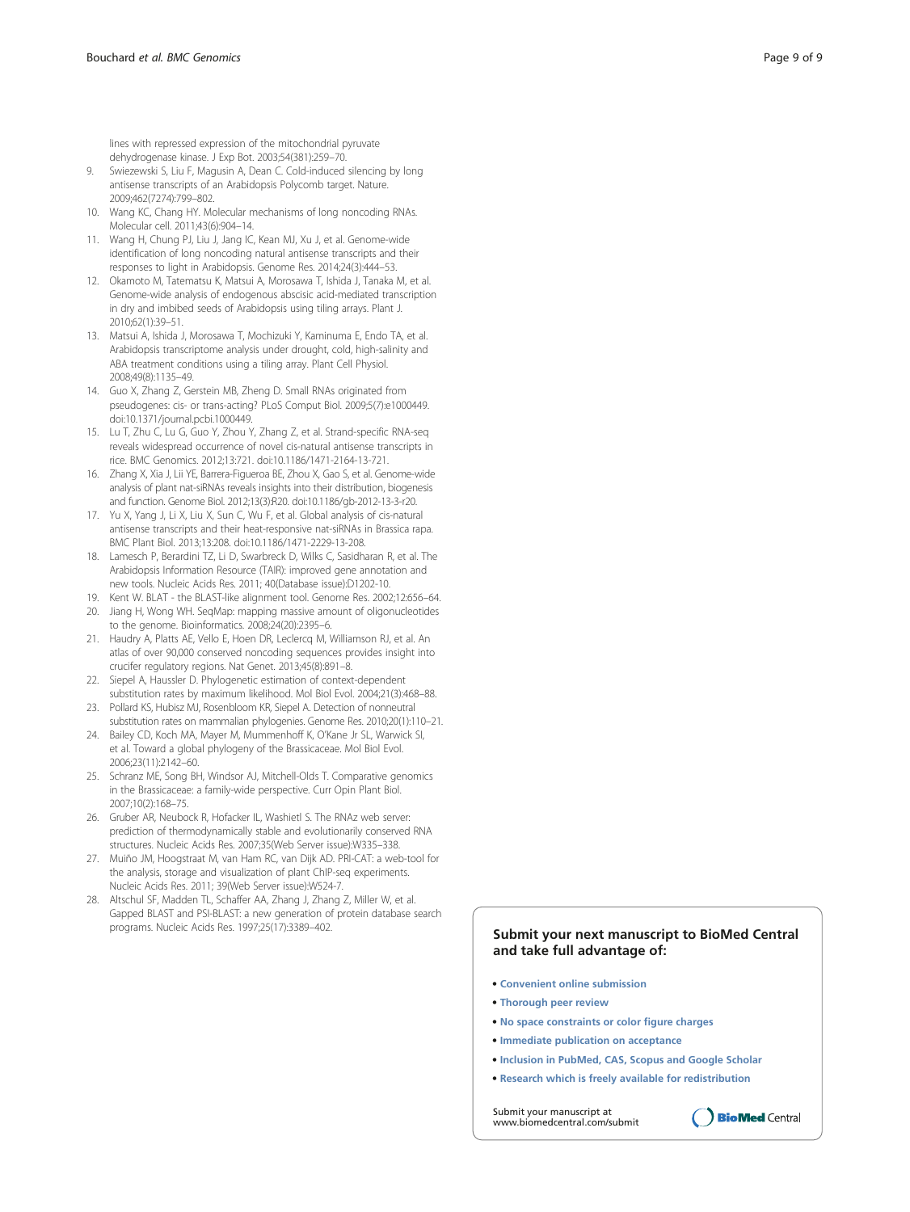lines with repressed expression of the mitochondrial pyruvate dehydrogenase kinase. J Exp Bot. 2003;54(381):259–70.

9. Swiezewski S, Liu F, Magusin A, Dean C. Cold-induced silencing by long antisense transcripts of an Arabidopsis Polycomb target. Nature. 2009;462(7274):799–802.
10. Wang KC, Chang HY. Molecular mechanisms of long noncoding RNAs. Molecular cell. 2011;43(6):904–14.
11. Wang H, Chung PJ, Liu J, Jang IC, Kean MJ, Xu J, et al. Genome-wide identification of long noncoding natural antisense transcripts and their responses to light in Arabidopsis. Genome Res. 2014;24(3):444–53.
12. Okamoto M, Tatematsu K, Matsui A, Morosawa T, Ishida J, Tanaka M, et al. Genome-wide analysis of endogenous abscisic acid-mediated transcription in dry and imbibed seeds of Arabidopsis using tiling arrays. Plant J. 2010;62(1):39–51.
13. Matsui A, Ishida J, Morosawa T, Mochizuki Y, Kaminuma E, Endo TA, et al. Arabidopsis transcriptome analysis under drought, cold, high-salinity and ABA treatment conditions using a tiling array. Plant Cell Physiol. 2008;49(8):1135–49.
14. Guo X, Zhang Z, Gerstein MB, Zheng D. Small RNAs originated from pseudogenes: cis- or trans-acting? PLoS Comput Biol. 2009;5(7):e1000449. doi:10.1371/journal.pcbi.1000449.
15. Lu T, Zhu C, Lu G, Guo Y, Zhou Y, Zhang Z, et al. Strand-specific RNA-seq reveals widespread occurrence of novel cis-natural antisense transcripts in rice. BMC Genomics. 2012;13:721. doi:10.1186/1471-2164-13-721.
16. Zhang X, Xia J, Lii YE, Barrera-Figueroa BE, Zhou X, Gao S, et al. Genome-wide analysis of plant nat-siRNAs reveals insights into their distribution, biogenesis and function. Genome Biol. 2012;13(3):R20. doi:10.1186/gb-2012-13-3-r20.
17. Yu X, Yang J, Li X, Liu X, Sun C, Wu F, et al. Global analysis of cis-natural antisense transcripts and their heat-responsive nat-siRNAs in Brassica rapa. BMC Plant Biol. 2013;13:208. doi:10.1186/1471-2229-13-208.
18. Lamesch P, Berardini TZ, Li D, Swarbreck D, Wilks C, Sasidharan R, et al. The Arabidopsis Information Resource (TAIR): improved gene annotation and new tools. Nucleic Acids Res. 2011; 40(Database issue):D1202-10.
19. Kent W. BLAT - the BLAST-like alignment tool. Genome Res. 2002;12:656–64.
20. Jiang H, Wong WH. SeqMap: mapping massive amount of oligonucleotides to the genome. Bioinformatics. 2008;24(20):2395–6.
21. Haudry A, Platts AE, Vello E, Hoen DR, Leclercq M, Williamson RJ, et al. An atlas of over 90,000 conserved noncoding sequences provides insight into crucifer regulatory regions. Nat Genet. 2013;45(8):891–8.
22. Siepel A, Haussler D. Phylogenetic estimation of context-dependent substitution rates by maximum likelihood. Mol Biol Evol. 2004;21(3):468–88.
23. Pollard KS, Hubisz MJ, Rosenbloom KR, Siepel A. Detection of nonneutral substitution rates on mammalian phylogenies. Genome Res. 2010;20(1):110–21.
24. Bailey CD, Koch MA, Mayer M, Mummenhoff K, O'Kane Jr SL, Warwick SI, et al. Toward a global phylogeny of the Brassicaceae. Mol Biol Evol. 2006;23(11):2142–60.
25. Schranz ME, Song BH, Windsor AJ, Mitchell-Olds T. Comparative genomics in the Brassicaceae: a family-wide perspective. Curr Opin Plant Biol. 2007;10(2):168–75.
26. Gruber AR, Neubock R, Hofacker IL, Washietl S. The RNAz web server: prediction of thermodynamically stable and evolutionarily conserved RNA structures. Nucleic Acids Res. 2007;35(Web Server issue):W335–338.
27. Muiño JM, Hoogstraat M, van Ham RC, van Dijk AD. PRI-CAT: a web-tool for the analysis, storage and visualization of plant ChIP-seq experiments. Nucleic Acids Res. 2011; 39(Web Server issue):W524-7.
28. Altschul SF, Madden TL, Schaffer AA, Zhang J, Zhang Z, Miller W, et al. Gapped BLAST and PSI-BLAST: a new generation of protein database search programs. Nucleic Acids Res. 1997;25(17):3389–402.

**Submit your next manuscript to BioMed Central and take full advantage of:**

- **Convenient online submission**
- **Thorough peer review**
- **No space constraints or color figure charges**
- **Immediate publication on acceptance**
- **Inclusion in PubMed, CAS, Scopus and Google Scholar**
- **Research which is freely available for redistribution**

Submit your manuscript at www.biomedcentral.com/submit

BioMed Central